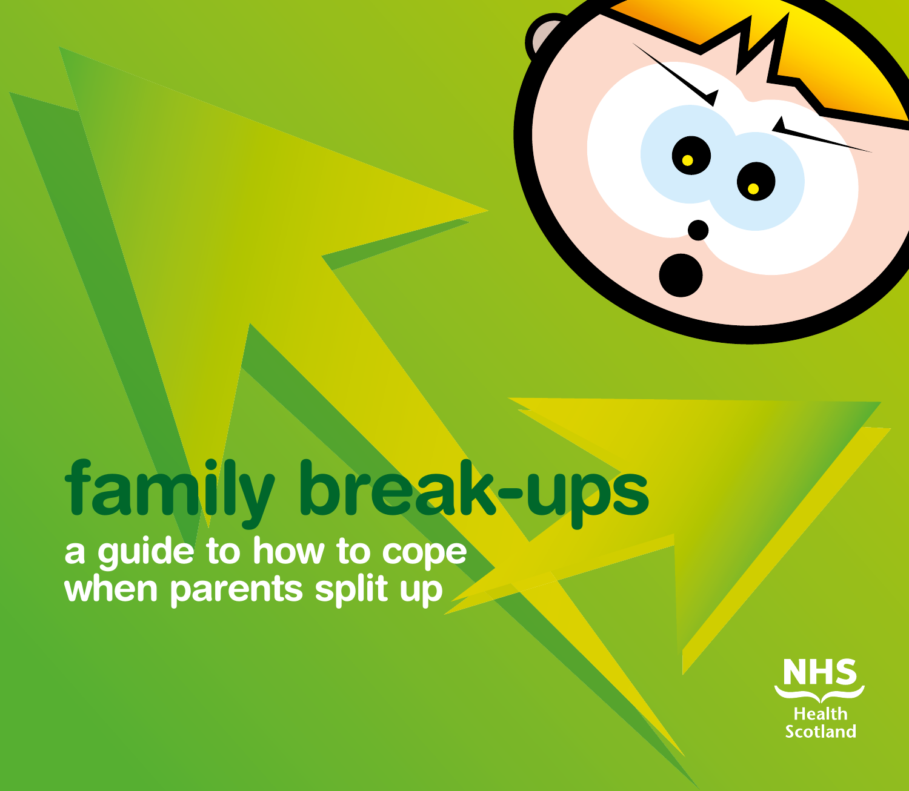# family break-ups

## a guide to how to cope when parents split up

NHS Health Scotland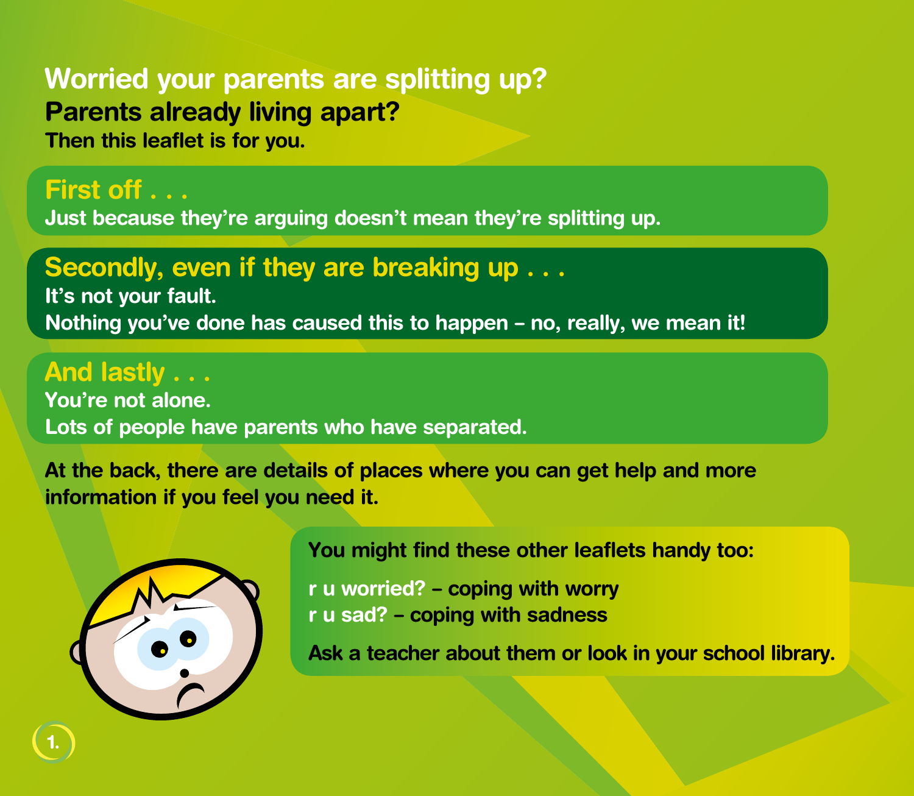# Worried your parents are splitting up?

## Parents already living apart?

**Then this leaflet is for you.**

### First off . . .

**Just because they're arguing doesn't mean they're splitting up.**

### Secondly, even if they are breaking up . . .

**It's not your fault.**
**Nothing you've done has caused this to happen – no, really, we mean it!**

### And lastly . . .

**You're not alone.**
**Lots of people have parents who have separated.**

**At the back, there are details of places where you can get help and more information if you feel you need it.**

**You might find these other leaflets handy too:**

**r u worried? – coping with worry**
**r u sad? – coping with sadness**

**Ask a teacher about them or look in your school library.**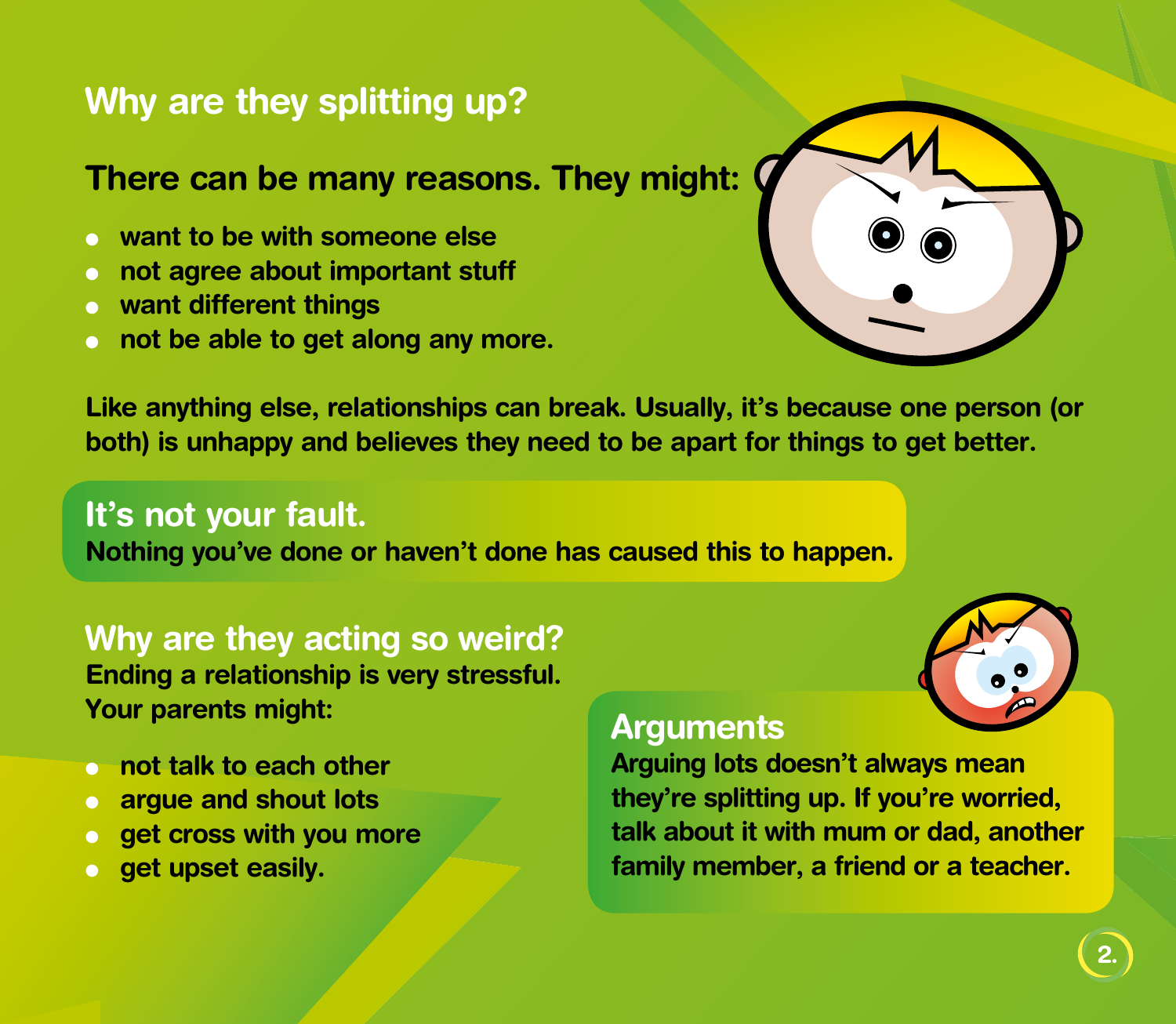## Why are they splitting up?

### There can be many reasons. They might:

- want to be with someone else
- not agree about important stuff
- want different things
- not be able to get along any more.

Like anything else, relationships can break. Usually, it's because one person (or both) is unhappy and believes they need to be apart for things to get better.

## It's not your fault.

**Nothing you've done or haven't done has caused this to happen.**

## Why are they acting so weird?

**Ending a relationship is very stressful. Your parents might:**

- not talk to each other
- argue and shout lots
- get cross with you more
- get upset easily.

## Arguments

**Arguing lots doesn't always mean they're splitting up. If you're worried, talk about it with mum or dad, another family member, a friend or a teacher.**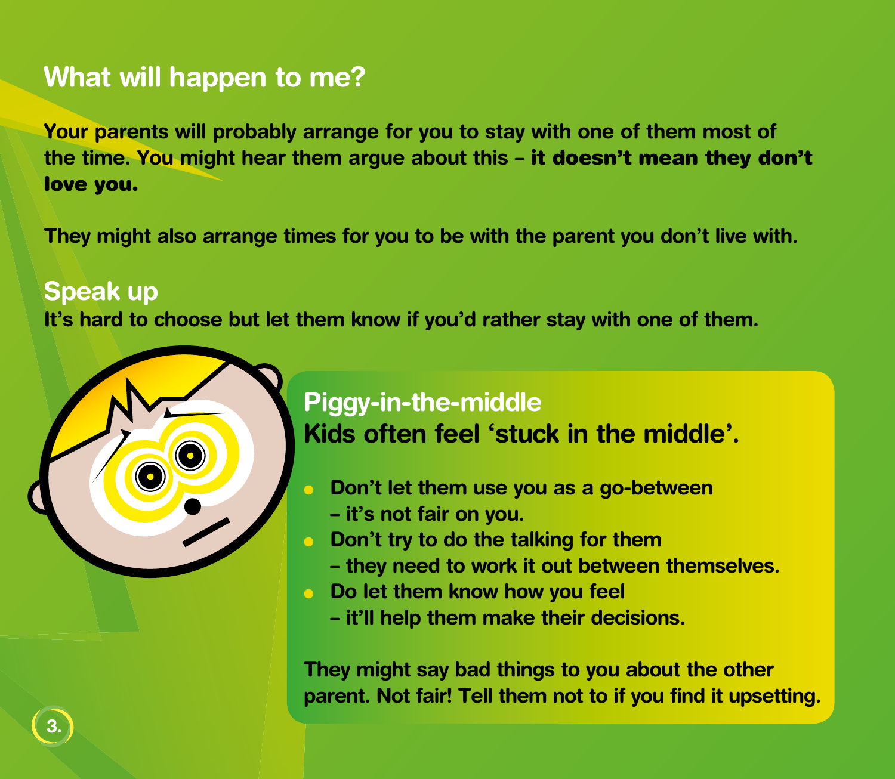## What will happen to me?

Your parents will probably arrange for you to stay with one of them most of the time. You might hear them argue about this – **it doesn't mean they don't love you.**

They might also arrange times for you to be with the parent you don't live with.

## Speak up

It's hard to choose but let them know if you'd rather stay with one of them.

### Piggy-in-the-middle

**Kids often feel 'stuck in the middle'.**

- Don't let them use you as a go-between – it's not fair on you.
- Don't try to do the talking for them – they need to work it out between themselves.
- Do let them know how you feel – it'll help them make their decisions.

They might say bad things to you about the other parent. Not fair! Tell them not to if you find it upsetting.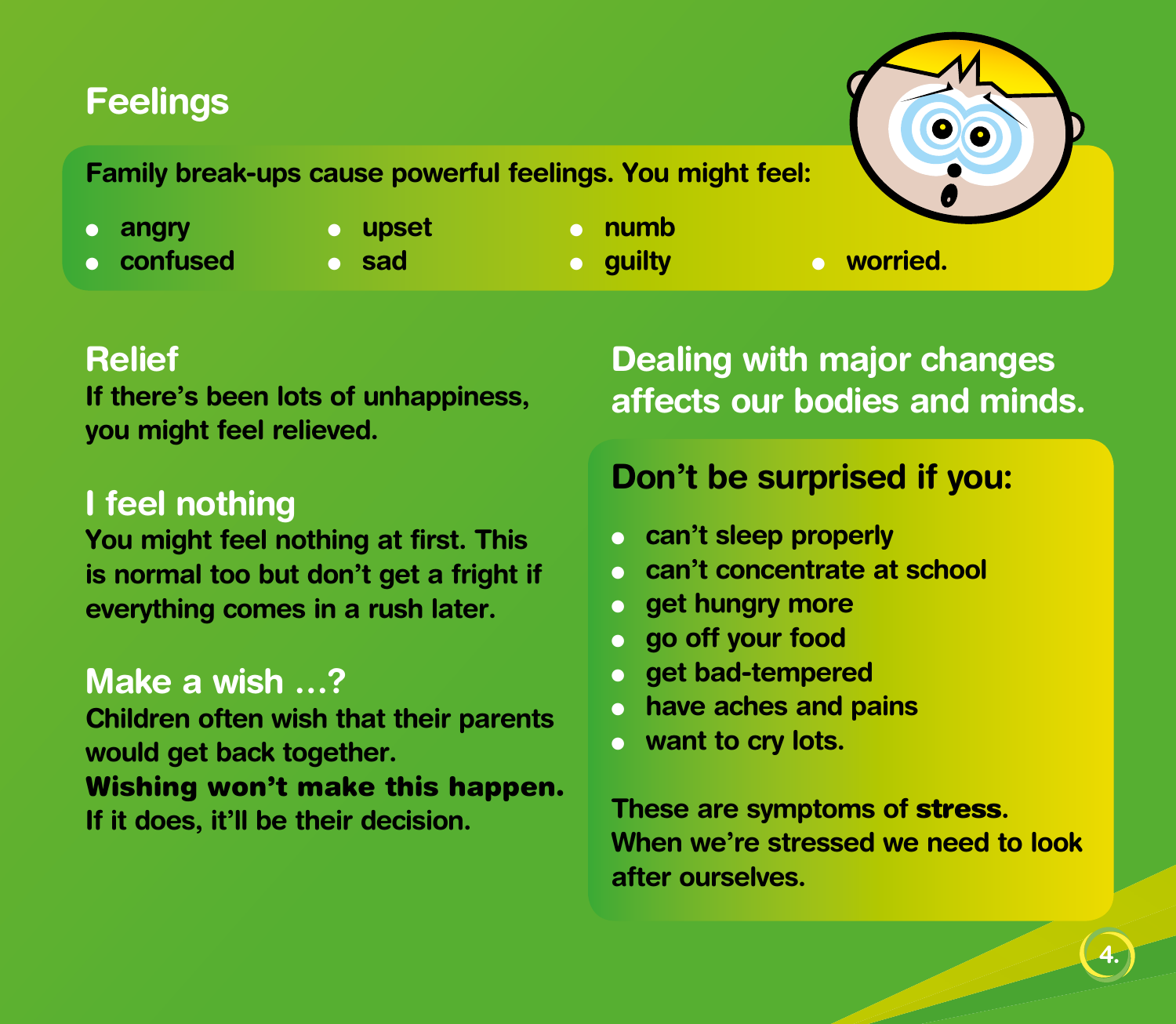## Feelings

Family break-ups cause powerful feelings. You might feel:

- angry
- confused
- upset
- sad
- numb
- guilty
- worried.

### Relief

If there's been lots of unhappiness, you might feel relieved.

### I feel nothing

You might feel nothing at first. This is normal too but don't get a fright if everything comes in a rush later.

### Make a wish …?

Children often wish that their parents would get back together.
**Wishing won't make this happen.**
If it does, it'll be their decision.

### Dealing with major changes affects our bodies and minds.

**Don't be surprised if you:**

- can't sleep properly
- can't concentrate at school
- get hungry more
- go off your food
- get bad-tempered
- have aches and pains
- want to cry lots.

These are symptoms of **stress**. When we're stressed we need to look after ourselves.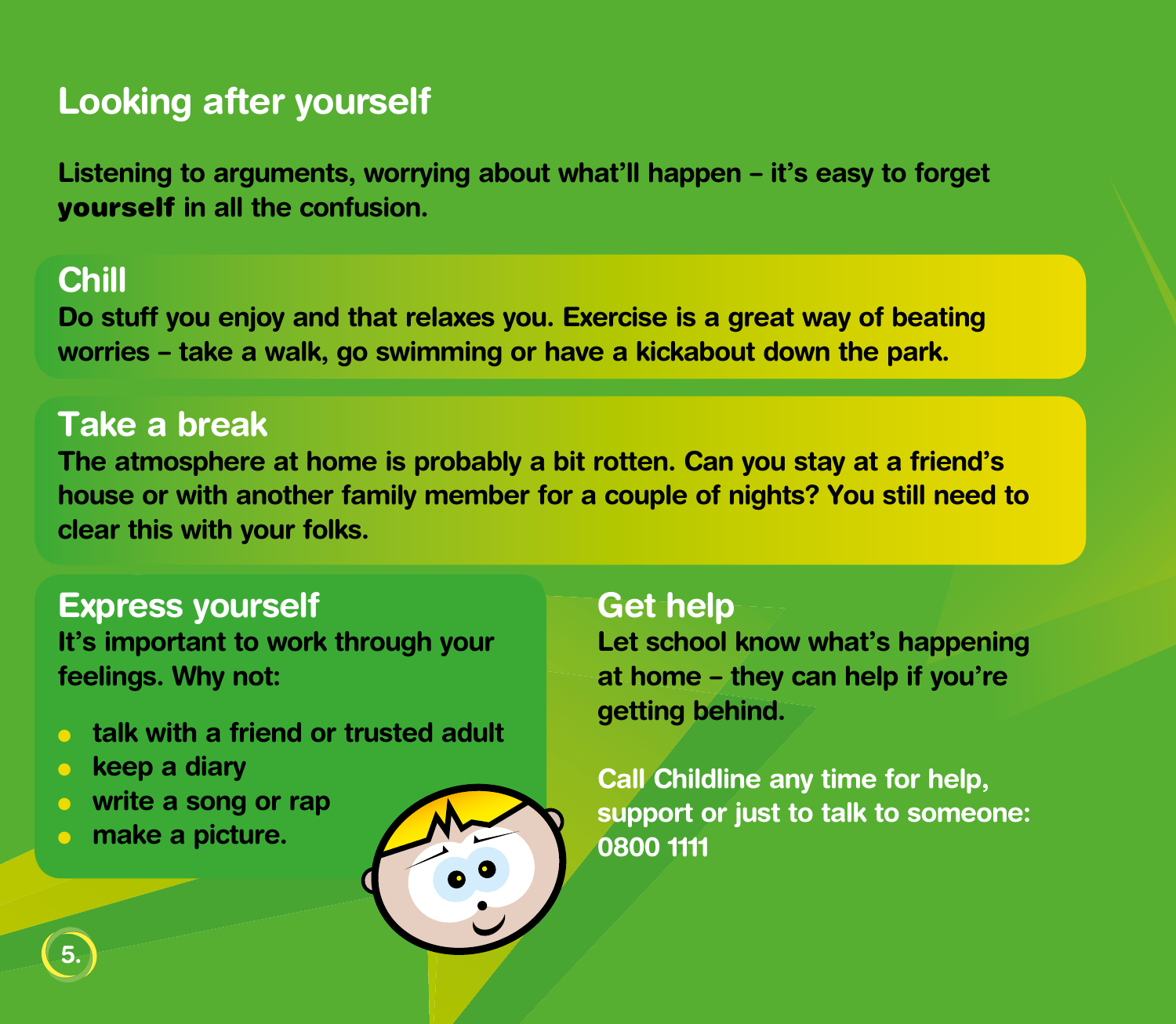# Looking after yourself

**Listening to arguments, worrying about what'll happen – it's easy to forget yourself in all the confusion.**

## Chill

Do stuff you enjoy and that relaxes you. Exercise is a great way of beating worries – take a walk, go swimming or have a kickabout down the park.

## Take a break

The atmosphere at home is probably a bit rotten. Can you stay at a friend's house or with another family member for a couple of nights? You still need to clear this with your folks.

## Express yourself

It's important to work through your feelings. Why not:

- talk with a friend or trusted adult
- keep a diary
- write a song or rap
- make a picture.

## Get help

Let school know what's happening at home – they can help if you're getting behind.

Call Childline any time for help, support or just to talk to someone: 0800 1111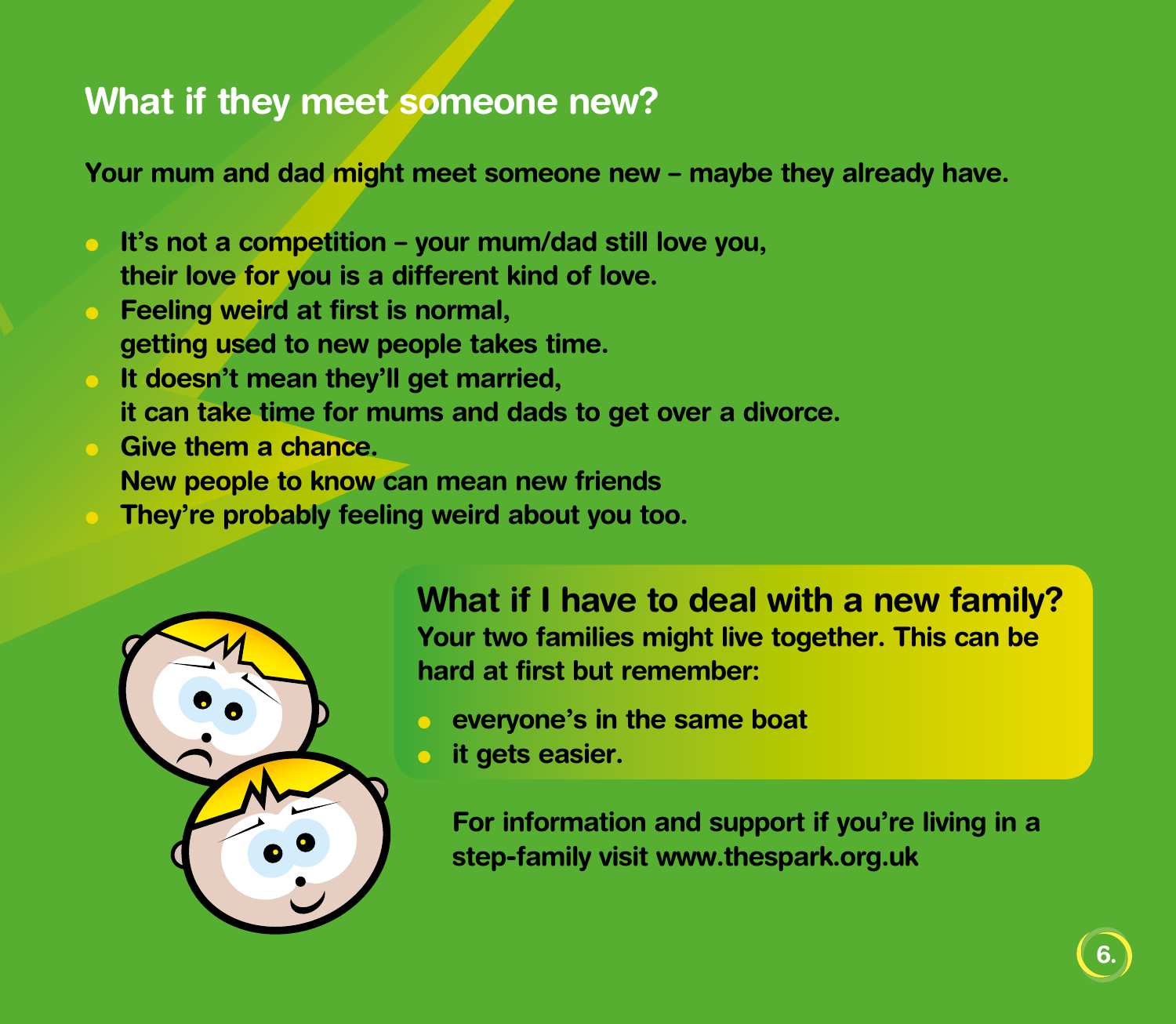## What if they meet someone new?

**Your mum and dad might meet someone new – maybe they already have.**

- **It's not a competition – your mum/dad still love you, their love for you is a different kind of love.**
- **Feeling weird at first is normal, getting used to new people takes time.**
- **It doesn't mean they'll get married, it can take time for mums and dads to get over a divorce.**
- **Give them a chance. New people to know can mean new friends**
- **They're probably feeling weird about you too.**

## What if I have to deal with a new family?

**Your two families might live together. This can be hard at first but remember:**

- **everyone's in the same boat**
- **it gets easier.**

**For information and support if you're living in a step-family visit www.thespark.org.uk**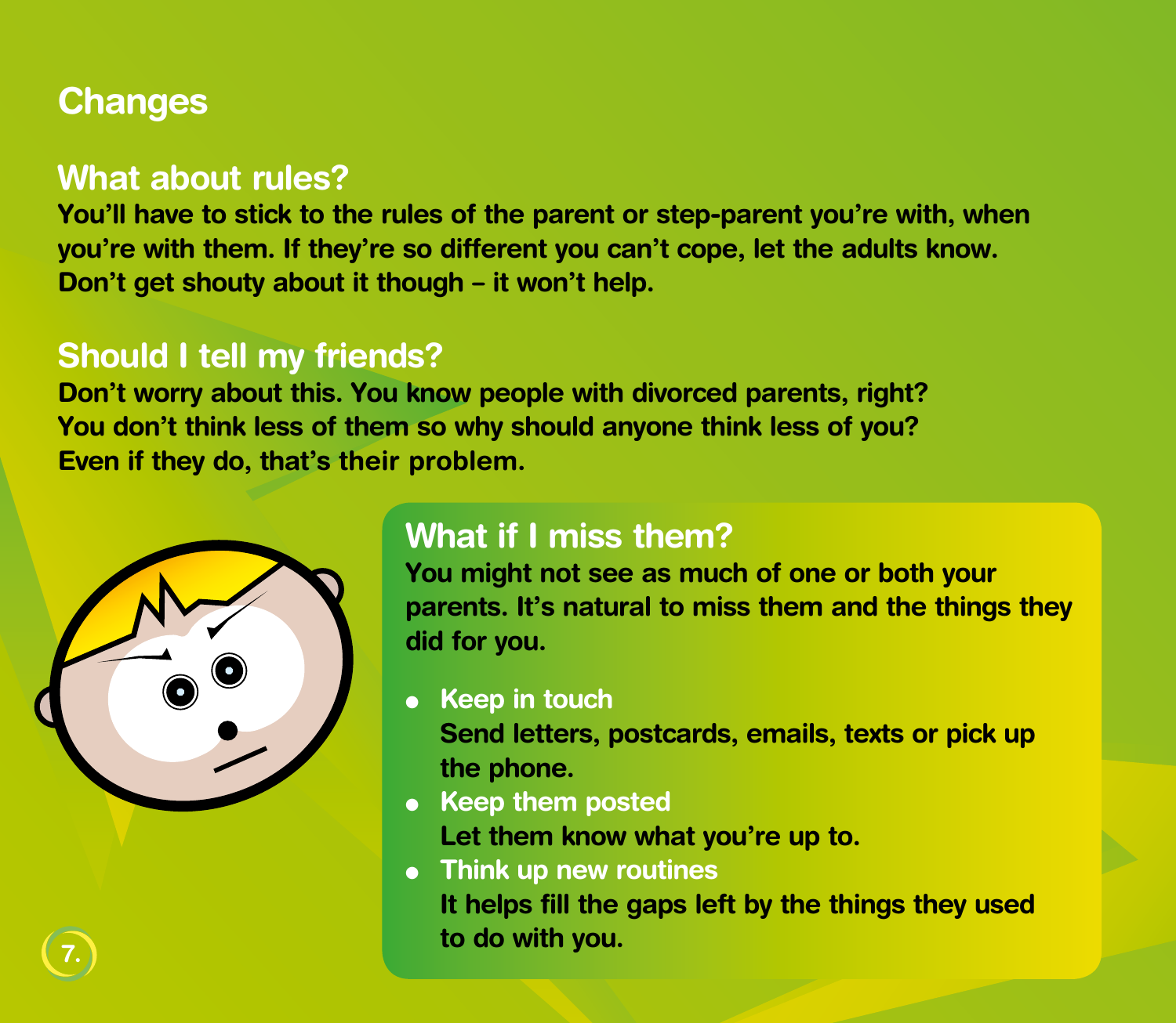# Changes

## What about rules?

You'll have to stick to the rules of the parent or step-parent you're with, when you're with them. If they're so different you can't cope, let the adults know. Don't get shouty about it though – it won't help.

## Should I tell my friends?

Don't worry about this. You know people with divorced parents, right? You don't think less of them so why should anyone think less of you? Even if they do, that's their problem.

## What if I miss them?

You might not see as much of one or both your parents. It's natural to miss them and the things they did for you.

- **Keep in touch**
  Send letters, postcards, emails, texts or pick up the phone.
- **Keep them posted**
  Let them know what you're up to.
- **Think up new routines**
  It helps fill the gaps left by the things they used to do with you.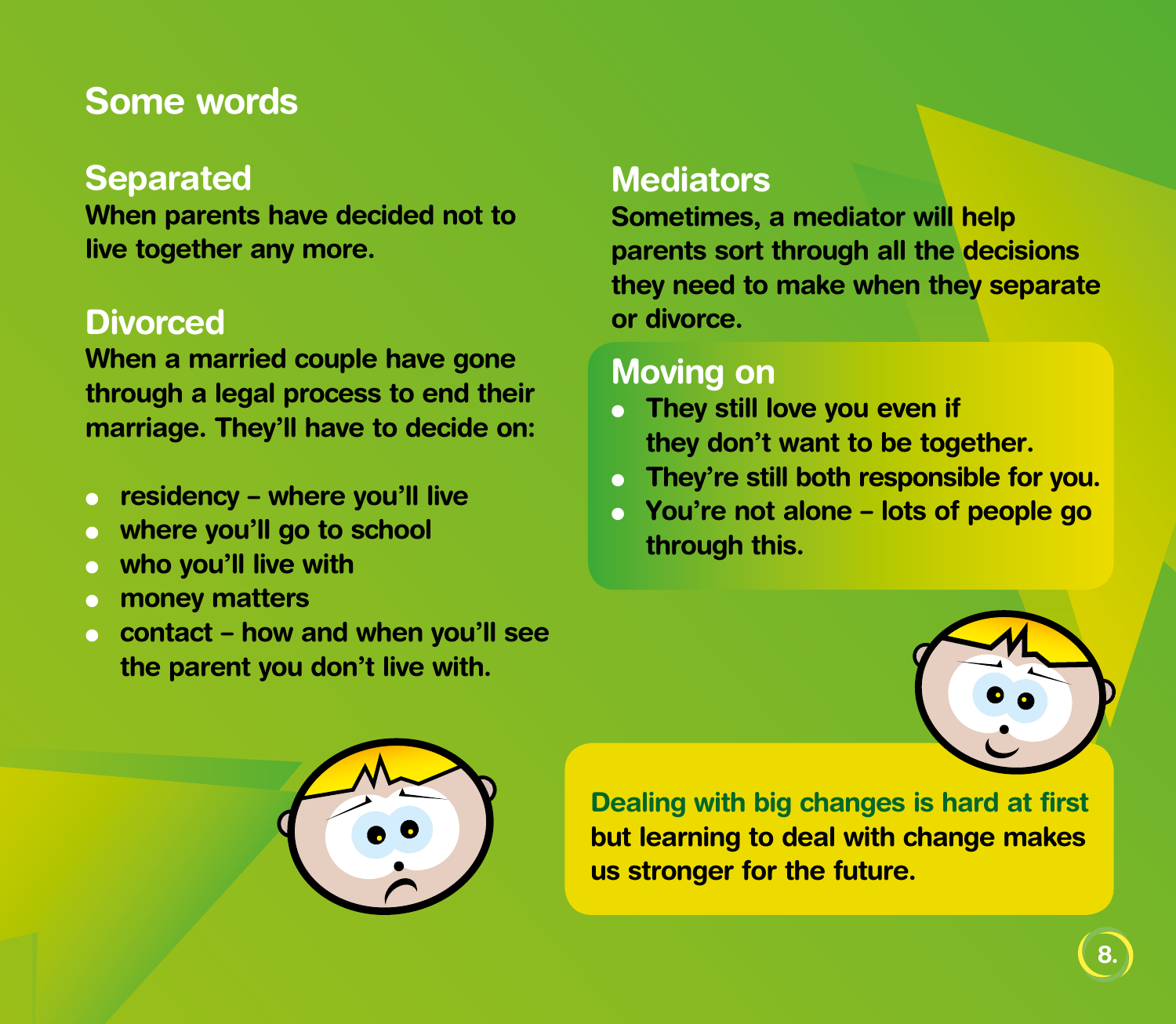## Some words

### Separated

When parents have decided not to live together any more.

### Divorced

When a married couple have gone through a legal process to end their marriage. They'll have to decide on:

- residency – where you'll live
- where you'll go to school
- who you'll live with
- money matters
- contact – how and when you'll see the parent you don't live with.

### Mediators

Sometimes, a mediator will help parents sort through all the decisions they need to make when they separate or divorce.

### Moving on

- They still love you even if they don't want to be together.
- They're still both responsible for you.
- You're not alone – lots of people go through this.

Dealing with big changes is hard at first but learning to deal with change makes us stronger for the future.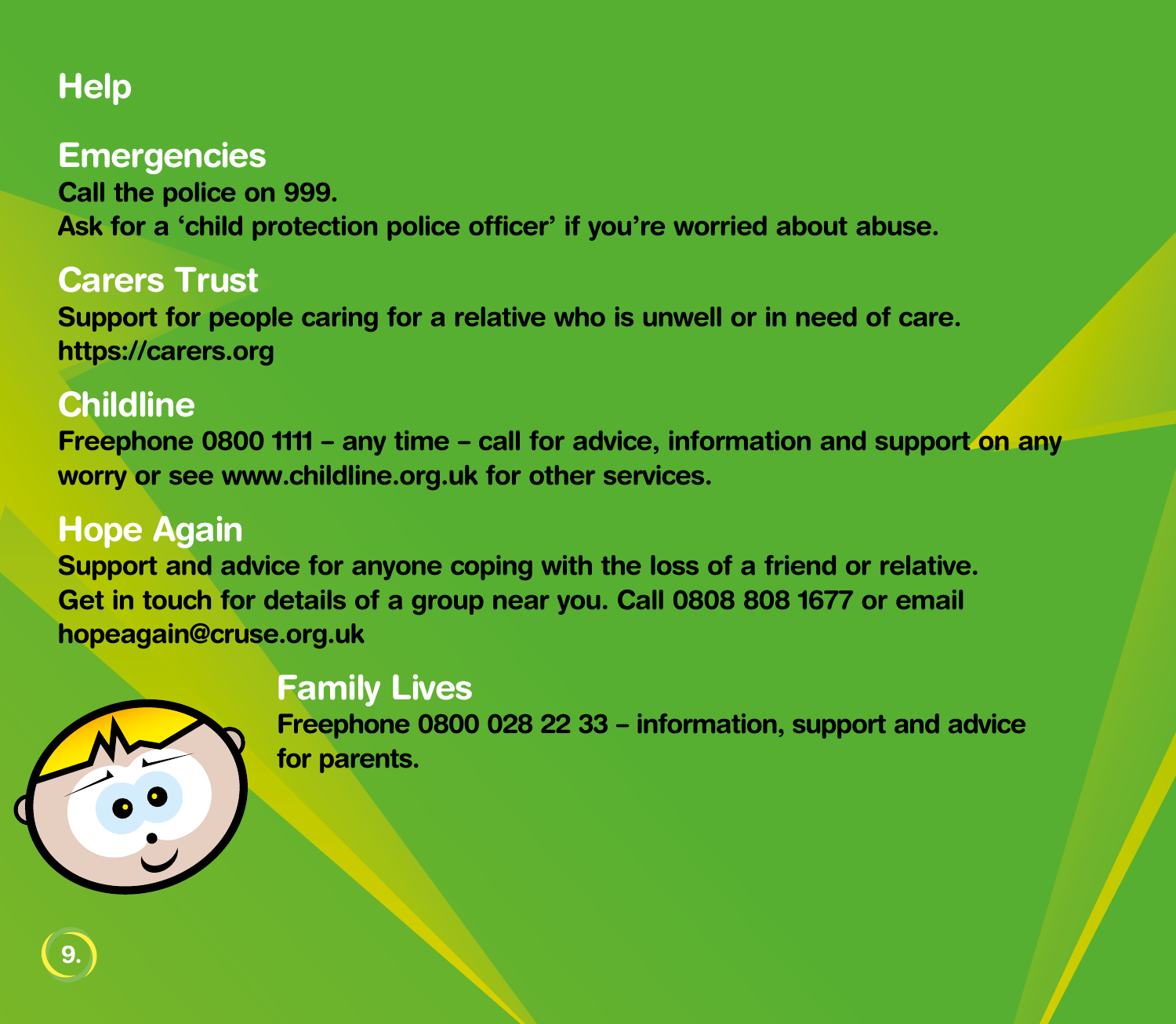# Help

## Emergencies

Call the police on 999.
Ask for a 'child protection police officer' if you're worried about abuse.

## Carers Trust

Support for people caring for a relative who is unwell or in need of care.
https://carers.org

## Childline

Freephone 0800 1111 – any time – call for advice, information and support on any worry or see www.childline.org.uk for other services.

## Hope Again

Support and advice for anyone coping with the loss of a friend or relative.
Get in touch for details of a group near you. Call 0808 808 1677 or email hopeagain@cruse.org.uk

## Family Lives

Freephone 0800 028 22 33 – information, support and advice for parents.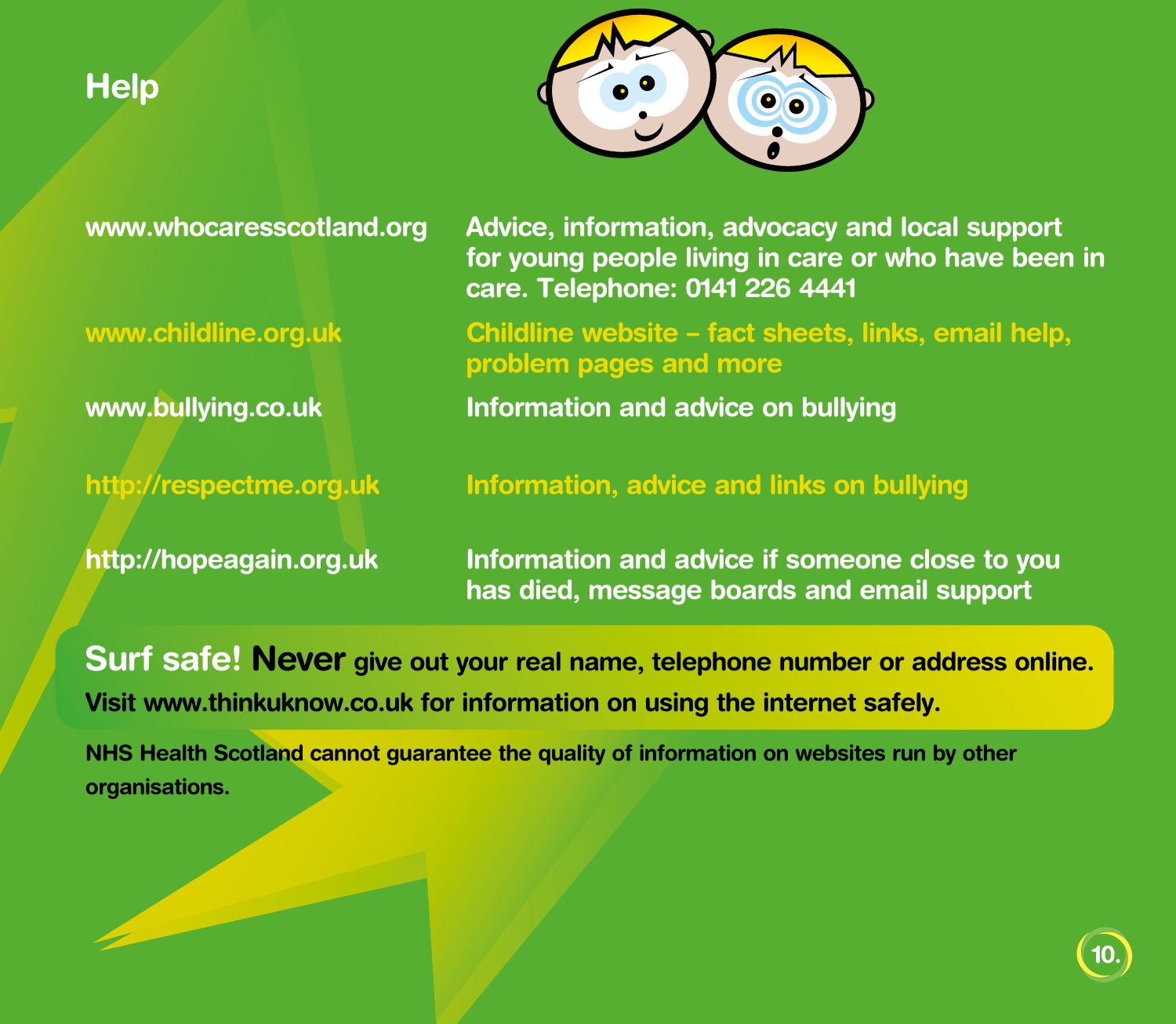# Help

| | |
|---|---|
| www.whocaresscotland.org | Advice, information, advocacy and local support for young people living in care or who have been in care. Telephone: 0141 226 4441 |
| www.childline.org.uk | Childline website – fact sheets, links, email help, problem pages and more |
| www.bullying.co.uk | Information and advice on bullying |
| http://respectme.org.uk | Information, advice and links on bullying |
| http://hopeagain.org.uk | Information and advice if someone close to you has died, message boards and email support |

**Surf safe! Never give out your real name, telephone number or address online.**
**Visit www.thinkuknow.co.uk for information on using the internet safely.**

**NHS Health Scotland cannot guarantee the quality of information on websites run by other organisations.**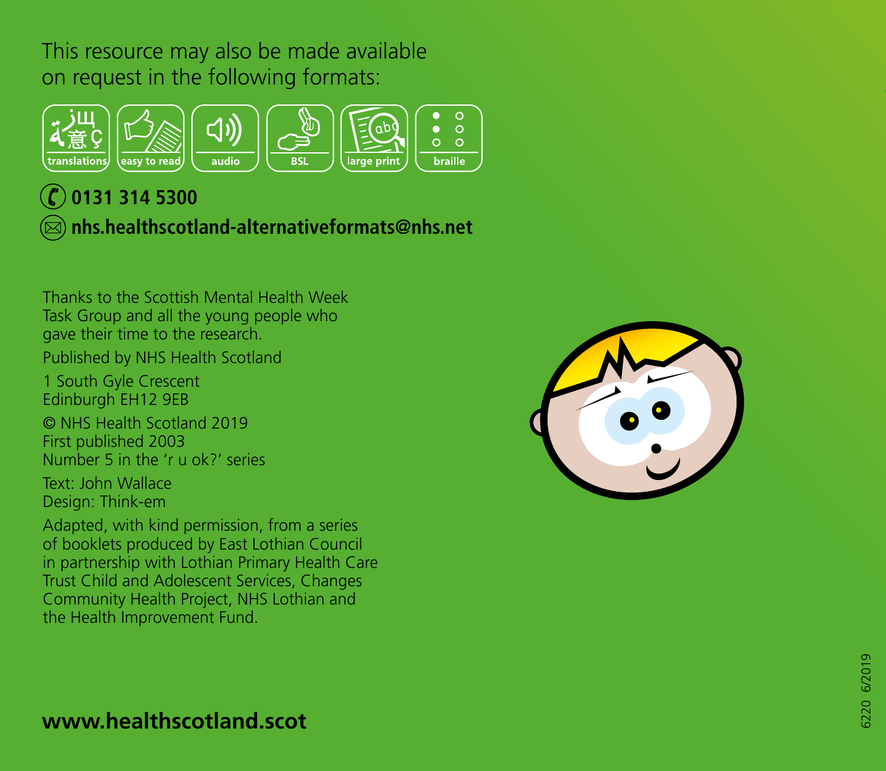This resource may also be made available on request in the following formats:

translations | easy to read | audio | BSL | large print | braille

**0131 314 5300**

**nhs.healthscotland-alternativeformats@nhs.net**

Thanks to the Scottish Mental Health Week Task Group and all the young people who gave their time to the research.

Published by NHS Health Scotland

1 South Gyle Crescent
Edinburgh EH12 9EB

© NHS Health Scotland 2019
First published 2003
Number 5 in the 'r u ok?' series

Text: John Wallace
Design: Think-em

Adapted, with kind permission, from a series of booklets produced by East Lothian Council in partnership with Lothian Primary Health Care Trust Child and Adolescent Services, Changes Community Health Project, NHS Lothian and the Health Improvement Fund.

**www.healthscotland.scot**

6220 6/2019